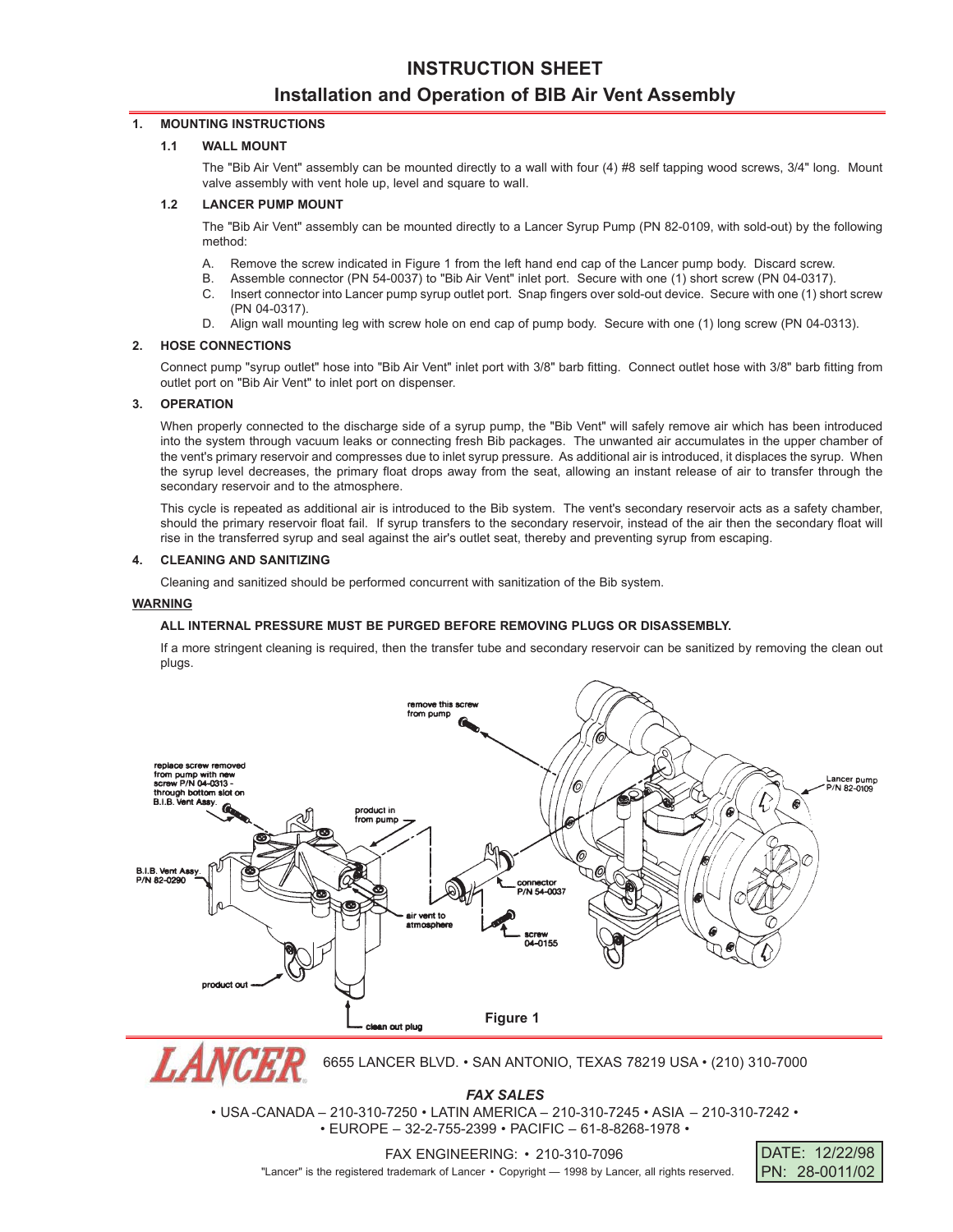# INSTRUCTION SHEET

## Installation and Operation of BIB Air Vent Assembly

### 1. MOUNTING INSTRUCTIONS

#### 1.1 WALL MOUNT

The "Bib Air Vent" assembly can be mounted directly to a wall with four (4) #8 self tapping wood screws, 3/4" long. Mount valve assembly with vent hole up, level and square to wall.

#### 1.2 LANCER PUMP MOUNT

The "Bib Air Vent" assembly can be mounted directly to a Lancer Syrup Pump (PN 82-0109, with sold-out) by the following method:

A. Remove the screw indicated in Figure 1 from the left hand end cap of the Lancer pump body. Discard screw.
B. Assemble connector (PN 54-0037) to "Bib Air Vent" inlet port. Secure with one (1) short screw (PN 04-0317).
C. Insert connector into Lancer pump syrup outlet port. Snap fingers over sold-out device. Secure with one (1) short screw (PN 04-0317).
D. Align wall mounting leg with screw hole on end cap of pump body. Secure with one (1) long screw (PN 04-0313).

### 2. HOSE CONNECTIONS

Connect pump "syrup outlet" hose into "Bib Air Vent" inlet port with 3/8" barb fitting. Connect outlet hose with 3/8" barb fitting from outlet port on "Bib Air Vent" to inlet port on dispenser.

### 3. OPERATION

When properly connected to the discharge side of a syrup pump, the "Bib Vent" will safely remove air which has been introduced into the system through vacuum leaks or connecting fresh Bib packages. The unwanted air accumulates in the upper chamber of the vent's primary reservoir and compresses due to inlet syrup pressure. As additional air is introduced, it displaces the syrup. When the syrup level decreases, the primary float drops away from the seat, allowing an instant release of air to transfer through the secondary reservoir and to the atmosphere.

This cycle is repeated as additional air is introduced to the Bib system. The vent's secondary reservoir acts as a safety chamber, should the primary reservoir float fail. If syrup transfers to the secondary reservoir, instead of the air then the secondary float will rise in the transferred syrup and seal against the air's outlet seat, thereby and preventing syrup from escaping.

### 4. CLEANING AND SANITIZING

Cleaning and sanitized should be performed concurrent with sanitization of the Bib system.

**WARNING**

**ALL INTERNAL PRESSURE MUST BE PURGED BEFORE REMOVING PLUGS OR DISASSEMBLY.**

If a more stringent cleaning is required, then the transfer tube and secondary reservoir can be sanitized by removing the clean out plugs.

remove this screw from pump

replace screw removed from pump with new screw P/N 04-0313 - through bottom slot on B.I.B. Vent Assy.

product in from pump

Lancer pump P/N 82-0109

B.I.B. Vent Assy. P/N 82-0290

connector P/N 54-0037

air vent to atmosphere

screw 04-0155

product out

clean out plug

**Figure 1**

6655 LANCER BLVD. • SAN ANTONIO, TEXAS 78219 USA • (210) 310-7000

***FAX SALES***

• USA -CANADA – 210-310-7250 • LATIN AMERICA – 210-310-7245 • ASIA – 210-310-7242 •
• EUROPE – 32-2-755-2399 • PACIFIC – 61-8-8268-1978 •

FAX ENGINEERING: • 210-310-7096

"Lancer" is the registered trademark of Lancer • Copyright — 1998 by Lancer, all rights reserved.

DATE: 12/22/98
PN: 28-0011/02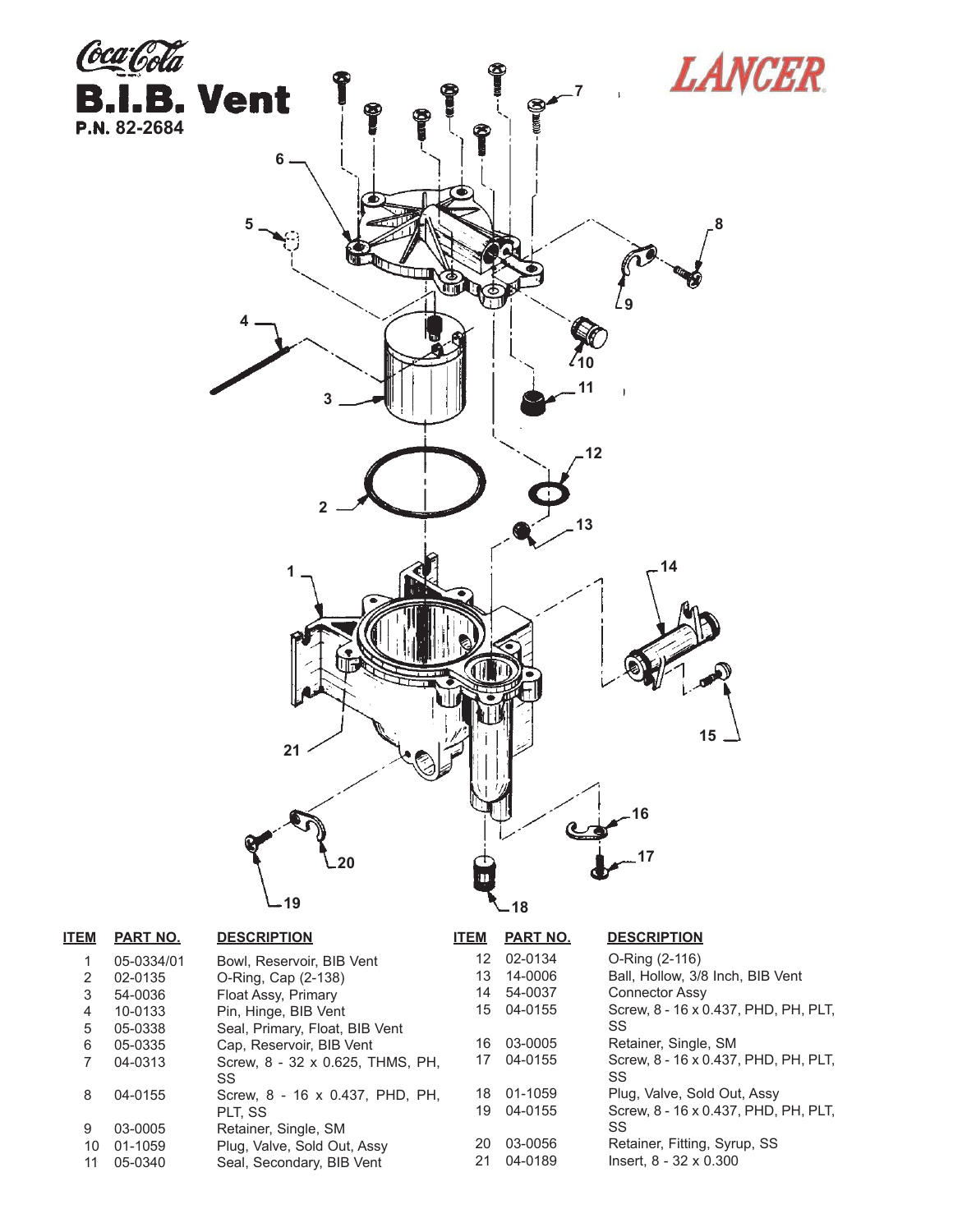Coca-Cola

# B.I.B. Vent

**P.N. 82-2684**

LANCER

| ITEM | PART NO. | DESCRIPTION |
|---|---|---|
| 1 | 05-0334/01 | Bowl, Reservoir, BIB Vent |
| 2 | 02-0135 | O-Ring, Cap (2-138) |
| 3 | 54-0036 | Float Assy, Primary |
| 4 | 10-0133 | Pin, Hinge, BIB Vent |
| 5 | 05-0338 | Seal, Primary, Float, BIB Vent |
| 6 | 05-0335 | Cap, Reservoir, BIB Vent |
| 7 | 04-0313 | Screw, 8 - 32 x 0.625, THMS, PH, SS |
| 8 | 04-0155 | Screw, 8 - 16 x 0.437, PHD, PH, PLT, SS |
| 9 | 03-0005 | Retainer, Single, SM |
| 10 | 01-1059 | Plug, Valve, Sold Out, Assy |
| 11 | 05-0340 | Seal, Secondary, BIB Vent |
| 12 | 02-0134 | O-Ring (2-116) |
| 13 | 14-0006 | Ball, Hollow, 3/8 Inch, BIB Vent |
| 14 | 54-0037 | Connector Assy |
| 15 | 04-0155 | Screw, 8 - 16 x 0.437, PHD, PH, PLT, SS |
| 16 | 03-0005 | Retainer, Single, SM |
| 17 | 04-0155 | Screw, 8 - 16 x 0.437, PHD, PH, PLT, SS |
| 18 | 01-1059 | Plug, Valve, Sold Out, Assy |
| 19 | 04-0155 | Screw, 8 - 16 x 0.437, PHD, PH, PLT, SS |
| 20 | 03-0056 | Retainer, Fitting, Syrup, SS |
| 21 | 04-0189 | Insert, 8 - 32 x 0.300 |